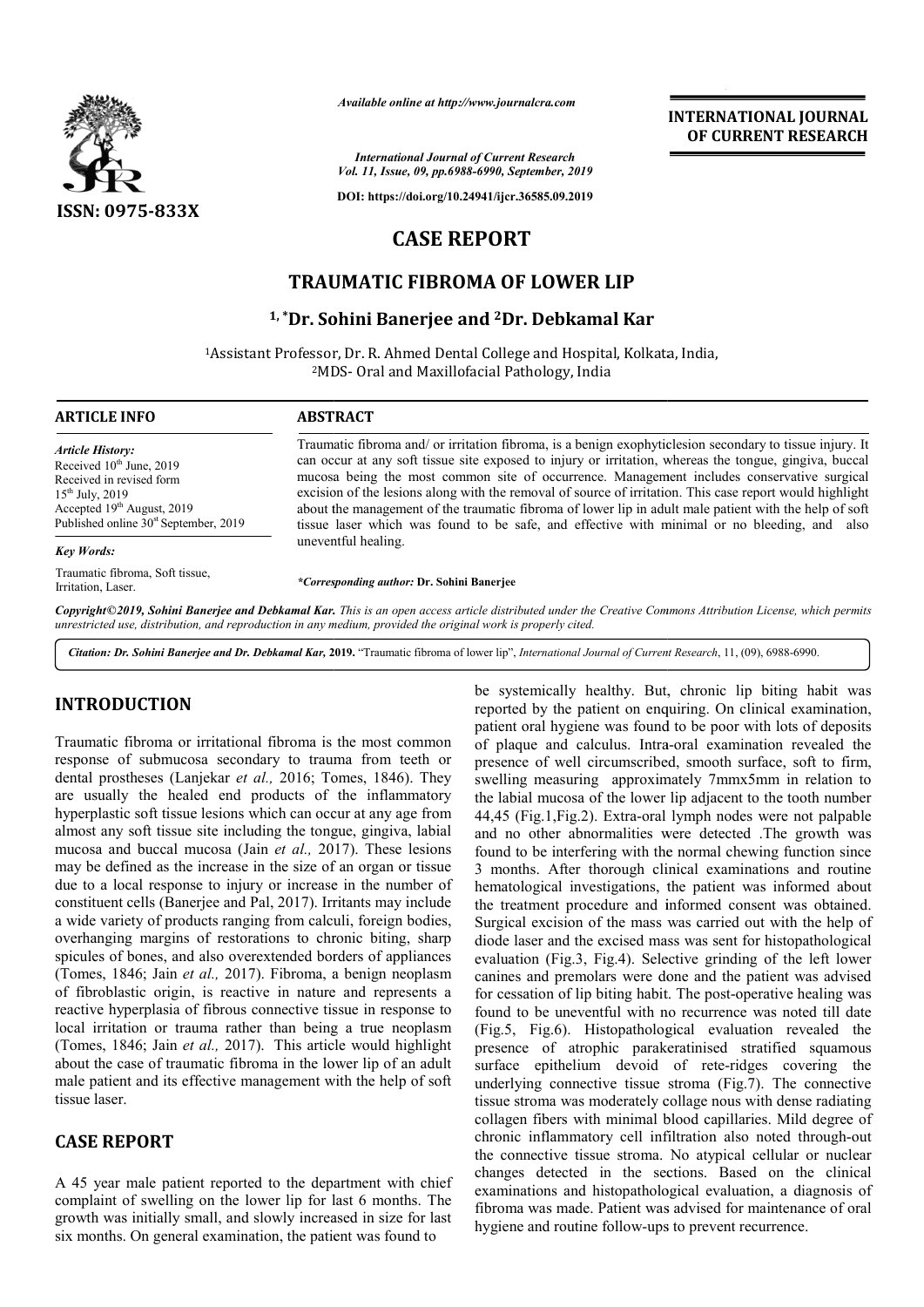*Available online at http://www.journalcra.com*

*International Journal of Current Research*
*Vol. 11, Issue, 09, pp.6988-6990, September, 2019*

**DOI: https://doi.org/10.24941/ijcr.36585.09.2019**

**ISSN: 0975-833X**

**INTERNATIONAL JOURNAL OF CURRENT RESEARCH**

# CASE REPORT

# TRAUMATIC FIBROMA OF LOWER LIP

**[1,*]Dr. Sohini Banerjee and [2]Dr. Debkamal Kar**

[1]Assistant Professor, Dr. R. Ahmed Dental College and Hospital, Kolkata, India,
[2]MDS- Oral and Maxillofacial Pathology, India

**ARTICLE INFO**

*Article History:*
Received 10th June, 2019
Received in revised form
15th July, 2019
Accepted 19th August, 2019
Published online 30st September, 2019

*Key Words:*
Traumatic fibroma, Soft tissue, Irritation, Laser.

**ABSTRACT**

Traumatic fibroma and/ or irritation fibroma, is a benign exophyticlesion secondary to tissue injury. It can occur at any soft tissue site exposed to injury or irritation, whereas the tongue, gingiva, buccal mucosa being the most common site of occurrence. Management includes conservative surgical excision of the lesions along with the removal of source of irritation. This case report would highlight about the management of the traumatic fibroma of lower lip in adult male patient with the help of soft tissue laser which was found to be safe, and effective with minimal or no bleeding, and also uneventful healing.

**\*Corresponding author:** Dr. Sohini Banerjee

*Copyright©2019, Sohini Banerjee and Debkamal Kar. This is an open access article distributed under the Creative Commons Attribution License, which permits unrestricted use, distribution, and reproduction in any medium, provided the original work is properly cited.*

***Citation: Dr. Sohini Banerjee and Dr. Debkamal Kar,* 2019.** "Traumatic fibroma of lower lip", *International Journal of Current Research*, 11, (09), 6988-6990.

## INTRODUCTION

Traumatic fibroma or irritational fibroma is the most common response of submucosa secondary to trauma from teeth or dental prostheses (Lanjekar *et al.,* 2016; Tomes, 1846). They are usually the healed end products of the inflammatory hyperplastic soft tissue lesions which can occur at any age from almost any soft tissue site including the tongue, gingiva, labial mucosa and buccal mucosa (Jain *et al.,* 2017). These lesions may be defined as the increase in the size of an organ or tissue due to a local response to injury or increase in the number of constituent cells (Banerjee and Pal, 2017). Irritants may include a wide variety of products ranging from calculi, foreign bodies, overhanging margins of restorations to chronic biting, sharp spicules of bones, and also overextended borders of appliances (Tomes, 1846; Jain *et al.,* 2017). Fibroma, a benign neoplasm of fibroblastic origin, is reactive in nature and represents a reactive hyperplasia of fibrous connective tissue in response to local irritation or trauma rather than being a true neoplasm (Tomes, 1846; Jain *et al.,* 2017). This article would highlight about the case of traumatic fibroma in the lower lip of an adult male patient and its effective management with the help of soft tissue laser.

## CASE REPORT

A 45 year male patient reported to the department with chief complaint of swelling on the lower lip for last 6 months. The growth was initially small, and slowly increased in size for last six months. On general examination, the patient was found to be systemically healthy. But, chronic lip biting habit was reported by the patient on enquiring. On clinical examination, patient oral hygiene was found to be poor with lots of deposits of plaque and calculus. Intra-oral examination revealed the presence of well circumscribed, smooth surface, soft to firm, swelling measuring approximately 7mmx5mm in relation to the labial mucosa of the lower lip adjacent to the tooth number 44,45 (Fig.1,Fig.2). Extra-oral lymph nodes were not palpable and no other abnormalities were detected .The growth was found to be interfering with the normal chewing function since 3 months. After thorough clinical examinations and routine hematological investigations, the patient was informed about the treatment procedure and informed consent was obtained. Surgical excision of the mass was carried out with the help of diode laser and the excised mass was sent for histopathological evaluation (Fig.3, Fig.4). Selective grinding of the left lower canines and premolars were done and the patient was advised for cessation of lip biting habit. The post-operative healing was found to be uneventful with no recurrence was noted till date (Fig.5, Fig.6). Histopathological evaluation revealed the presence of atrophic parakeratinised stratified squamous surface epithelium devoid of rete-ridges covering the underlying connective tissue stroma (Fig.7). The connective tissue stroma was moderately collage nous with dense radiating collagen fibers with minimal blood capillaries. Mild degree of chronic inflammatory cell infiltration also noted through-out the connective tissue stroma. No atypical cellular or nuclear changes detected in the sections. Based on the clinical examinations and histopathological evaluation, a diagnosis of fibroma was made. Patient was advised for maintenance of oral hygiene and routine follow-ups to prevent recurrence.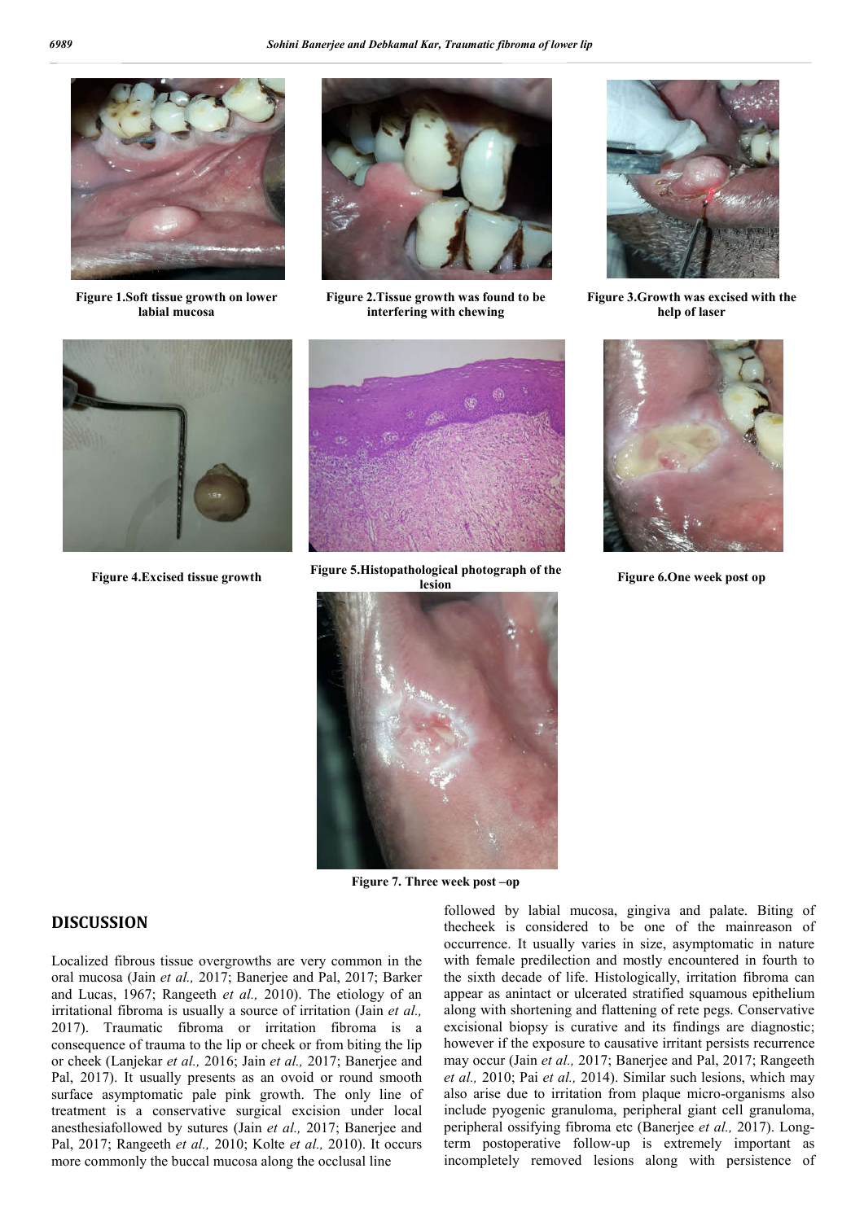Figure 1.Soft tissue growth on lower labial mucosa

Figure 2.Tissue growth was found to be interfering with chewing

Figure 3.Growth was excised with the help of laser

Figure 4.Excised tissue growth

Figure 5.Histopathological photograph of the lesion

Figure 6.One week post op

Figure 7. Three week post –op

## DISCUSSION

Localized fibrous tissue overgrowths are very common in the oral mucosa (Jain *et al.,* 2017; Banerjee and Pal, 2017; Barker and Lucas, 1967; Rangeeth *et al.,* 2010). The etiology of an irritational fibroma is usually a source of irritation (Jain *et al.,* 2017). Traumatic fibroma or irritation fibroma is a consequence of trauma to the lip or cheek or from biting the lip or cheek (Lanjekar *et al.,* 2016; Jain *et al.,* 2017; Banerjee and Pal, 2017). It usually presents as an ovoid or round smooth surface asymptomatic pale pink growth. The only line of treatment is a conservative surgical excision under local anesthesiafollowed by sutures (Jain *et al.,* 2017; Banerjee and Pal, 2017; Rangeeth *et al.,* 2010; Kolte *et al.,* 2010). It occurs more commonly the buccal mucosa along the occlusal line followed by labial mucosa, gingiva and palate. Biting of thecheek is considered to be one of the mainreason of occurrence. It usually varies in size, asymptomatic in nature with female predilection and mostly encountered in fourth to the sixth decade of life. Histologically, irritation fibroma can appear as anintact or ulcerated stratified squamous epithelium along with shortening and flattening of rete pegs. Conservative excisional biopsy is curative and its findings are diagnostic; however if the exposure to causative irritant persists recurrence may occur (Jain *et al.,* 2017; Banerjee and Pal, 2017; Rangeeth *et al.,* 2010; Pai *et al.,* 2014). Similar such lesions, which may also arise due to irritation from plaque micro-organisms also include pyogenic granuloma, peripheral giant cell granuloma, peripheral ossifying fibroma etc (Banerjee *et al.,* 2017). Long-term postoperative follow-up is extremely important as incompletely removed lesions along with persistence of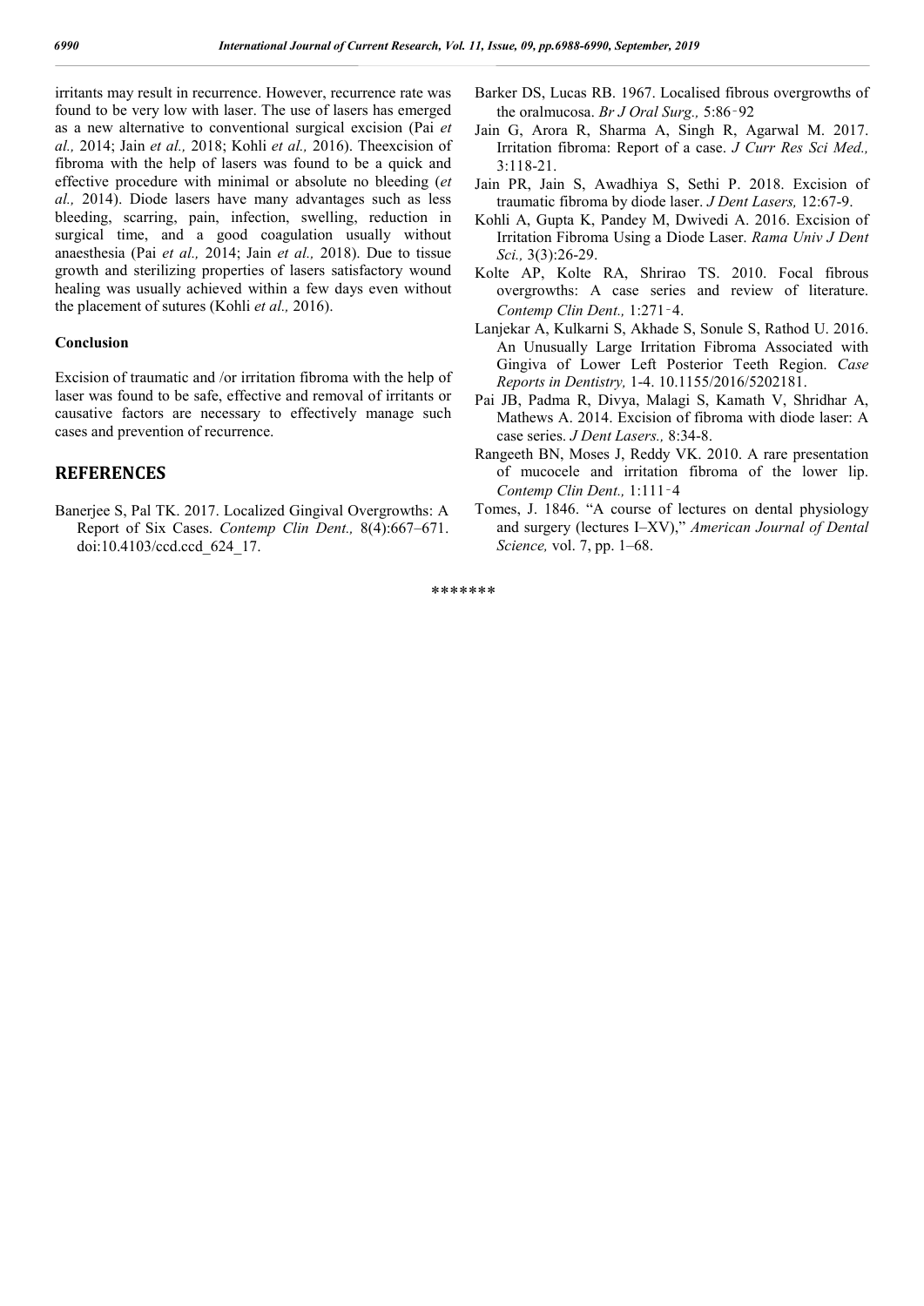irritants may result in recurrence. However, recurrence rate was found to be very low with laser. The use of lasers has emerged as a new alternative to conventional surgical excision (Pai *et al.,* 2014; Jain *et al.,* 2018; Kohli *et al.,* 2016). Theexcision of fibroma with the help of lasers was found to be a quick and effective procedure with minimal or absolute no bleeding (*et al.,* 2014). Diode lasers have many advantages such as less bleeding, scarring, pain, infection, swelling, reduction in surgical time, and a good coagulation usually without anaesthesia (Pai *et al.,* 2014; Jain *et al.,* 2018). Due to tissue growth and sterilizing properties of lasers satisfactory wound healing was usually achieved within a few days even without the placement of sutures (Kohli *et al.,* 2016).

### Conclusion

Excision of traumatic and /or irritation fibroma with the help of laser was found to be safe, effective and removal of irritants or causative factors are necessary to effectively manage such cases and prevention of recurrence.

## REFERENCES

Banerjee S, Pal TK. 2017. Localized Gingival Overgrowths: A Report of Six Cases. *Contemp Clin Dent.,* 8(4):667–671. doi:10.4103/ccd.ccd_624_17.

Barker DS, Lucas RB. 1967. Localised fibrous overgrowths of the oralmucosa. *Br J Oral Surg.,* 5:86‑92

Jain G, Arora R, Sharma A, Singh R, Agarwal M. 2017. Irritation fibroma: Report of a case. *J Curr Res Sci Med.,* 3:118-21.

Jain PR, Jain S, Awadhiya S, Sethi P. 2018. Excision of traumatic fibroma by diode laser. *J Dent Lasers,* 12:67-9.

Kohli A, Gupta K, Pandey M, Dwivedi A. 2016. Excision of Irritation Fibroma Using a Diode Laser. *Rama Univ J Dent Sci.,* 3(3):26-29.

Kolte AP, Kolte RA, Shrirao TS. 2010. Focal fibrous overgrowths: A case series and review of literature. *Contemp Clin Dent.,* 1:271‑4.

Lanjekar A, Kulkarni S, Akhade S, Sonule S, Rathod U. 2016. An Unusually Large Irritation Fibroma Associated with Gingiva of Lower Left Posterior Teeth Region. *Case Reports in Dentistry,* 1-4. 10.1155/2016/5202181.

Pai JB, Padma R, Divya, Malagi S, Kamath V, Shridhar A, Mathews A. 2014. Excision of fibroma with diode laser: A case series. *J Dent Lasers.,* 8:34-8.

Rangeeth BN, Moses J, Reddy VK. 2010. A rare presentation of mucocele and irritation fibroma of the lower lip. *Contemp Clin Dent.,* 1:111‑4

Tomes, J. 1846. "A course of lectures on dental physiology and surgery (lectures I–XV)," *American Journal of Dental Science,* vol. 7, pp. 1–68.

\*\*\*\*\*\*\*